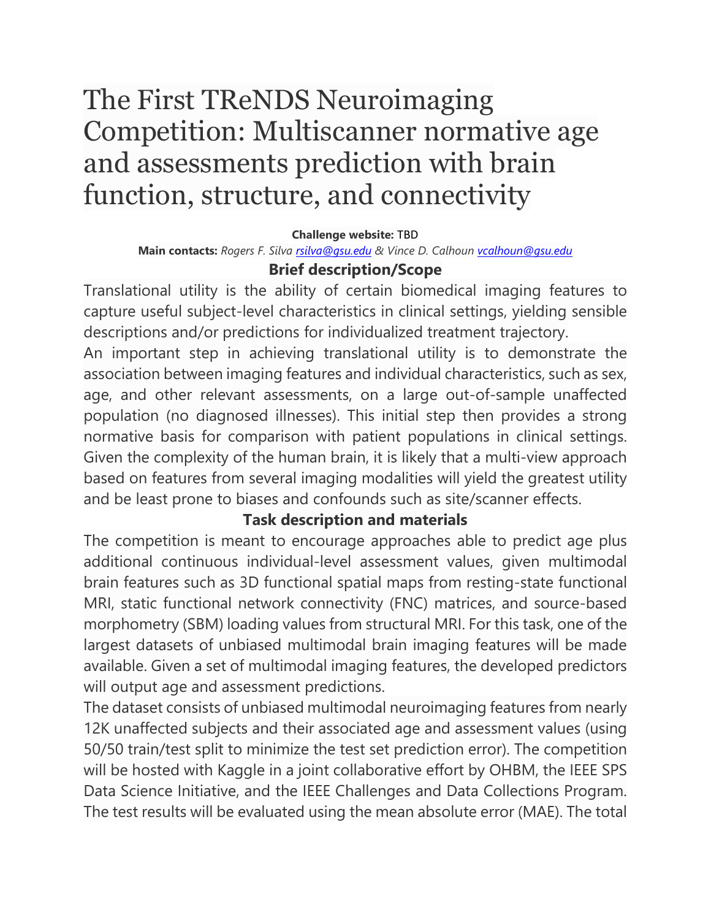# The First TReNDS Neuroimaging Competition: Multiscanner normative age and assessments prediction with brain function, structure, and connectivity

**Challenge website:** TBD

**Main contacts:** *Rogers F. Silva* *rsilva@gsu.edu* *& Vince D. Calhoun* *vcalhoun@gsu.edu*

## Brief description/Scope

Translational utility is the ability of certain biomedical imaging features to capture useful subject-level characteristics in clinical settings, yielding sensible descriptions and/or predictions for individualized treatment trajectory.

An important step in achieving translational utility is to demonstrate the association between imaging features and individual characteristics, such as sex, age, and other relevant assessments, on a large out-of-sample unaffected population (no diagnosed illnesses). This initial step then provides a strong normative basis for comparison with patient populations in clinical settings. Given the complexity of the human brain, it is likely that a multi-view approach based on features from several imaging modalities will yield the greatest utility and be least prone to biases and confounds such as site/scanner effects.

## Task description and materials

The competition is meant to encourage approaches able to predict age plus additional continuous individual-level assessment values, given multimodal brain features such as 3D functional spatial maps from resting-state functional MRI, static functional network connectivity (FNC) matrices, and source-based morphometry (SBM) loading values from structural MRI. For this task, one of the largest datasets of unbiased multimodal brain imaging features will be made available. Given a set of multimodal imaging features, the developed predictors will output age and assessment predictions.

The dataset consists of unbiased multimodal neuroimaging features from nearly 12K unaffected subjects and their associated age and assessment values (using 50/50 train/test split to minimize the test set prediction error). The competition will be hosted with Kaggle in a joint collaborative effort by OHBM, the IEEE SPS Data Science Initiative, and the IEEE Challenges and Data Collections Program. The test results will be evaluated using the mean absolute error (MAE). The total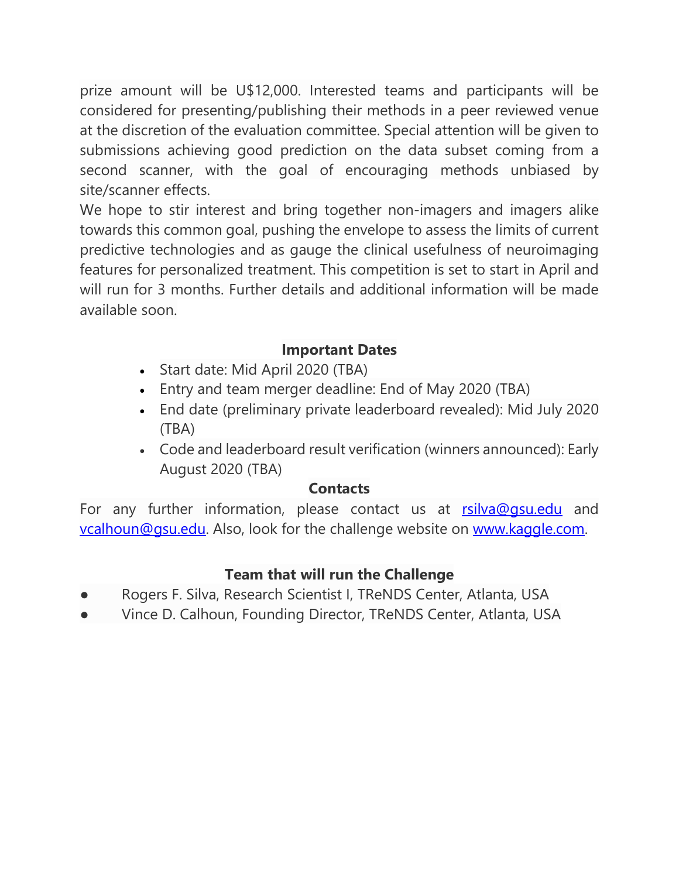prize amount will be U$12,000. Interested teams and participants will be considered for presenting/publishing their methods in a peer reviewed venue at the discretion of the evaluation committee. Special attention will be given to submissions achieving good prediction on the data subset coming from a second scanner, with the goal of encouraging methods unbiased by site/scanner effects.

We hope to stir interest and bring together non-imagers and imagers alike towards this common goal, pushing the envelope to assess the limits of current predictive technologies and as gauge the clinical usefulness of neuroimaging features for personalized treatment. This competition is set to start in April and will run for 3 months. Further details and additional information will be made available soon.

## Important Dates

- Start date: Mid April 2020 (TBA)
- Entry and team merger deadline: End of May 2020 (TBA)
- End date (preliminary private leaderboard revealed): Mid July 2020 (TBA)
- Code and leaderboard result verification (winners announced): Early August 2020 (TBA)

## Contacts

For any further information, please contact us at rsilva@gsu.edu and vcalhoun@gsu.edu. Also, look for the challenge website on www.kaggle.com.

## Team that will run the Challenge

- Rogers F. Silva, Research Scientist I, TReNDS Center, Atlanta, USA
- Vince D. Calhoun, Founding Director, TReNDS Center, Atlanta, USA